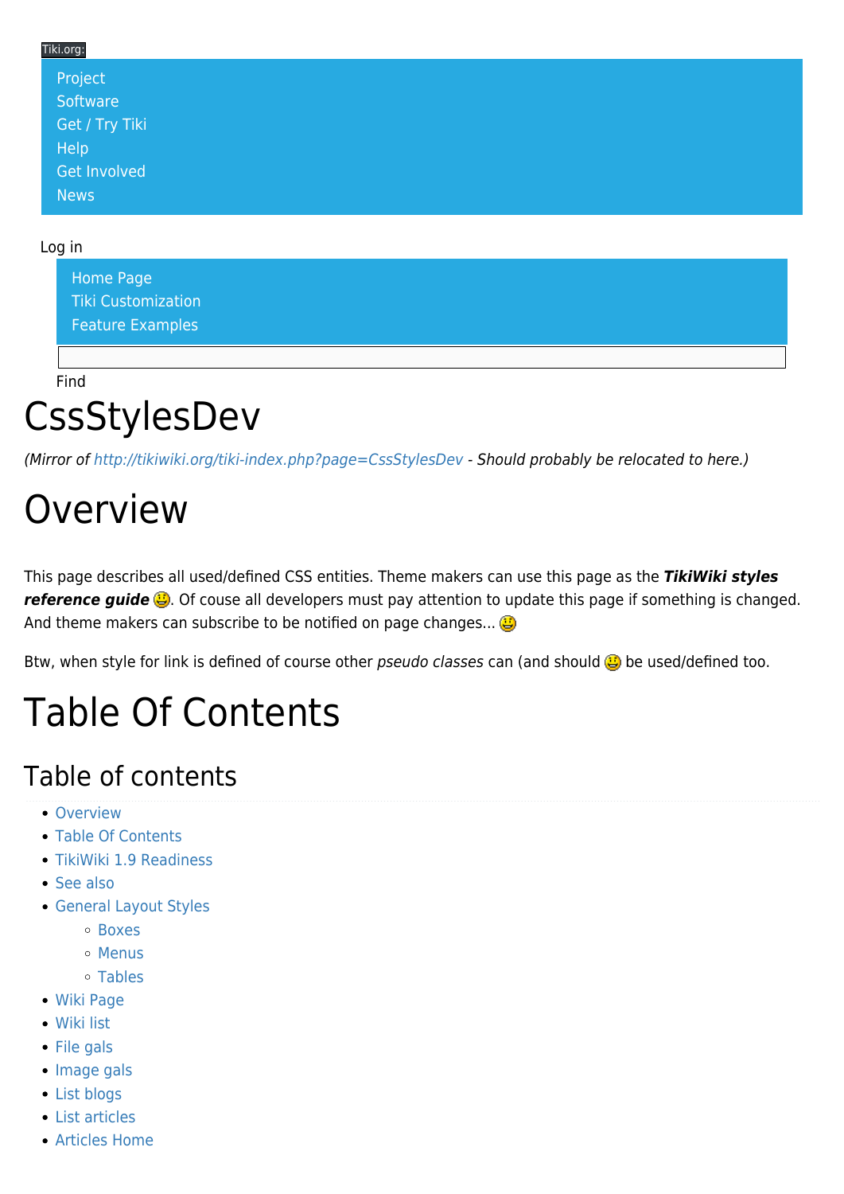Tiki.org:

- Project
- Software
- Get / Try Tiki
- Help
- Get Involved
- News

Log in

- Home Page
- Tiki Customization
- Feature Examples

Find

# CssStylesDev

*(Mirror of http://tikiwiki.org/tiki-index.php?page=CssStylesDev - Should probably be relocated to here.)*

# Overview

This page describes all used/defined CSS entities. Theme makers can use this page as the ***TikiWiki styles reference guide*** 😃. Of couse all developers must pay attention to update this page if something is changed. And theme makers can subscribe to be notified on page changes... 😃

Btw, when style for link is defined of course other *pseudo classes* can (and should 😃 be used/defined too.

# Table Of Contents

## Table of contents

- Overview
- Table Of Contents
- TikiWiki 1.9 Readiness
- See also
- General Layout Styles
  - Boxes
  - Menus
  - Tables
- Wiki Page
- Wiki list
- File gals
- Image gals
- List blogs
- List articles
- Articles Home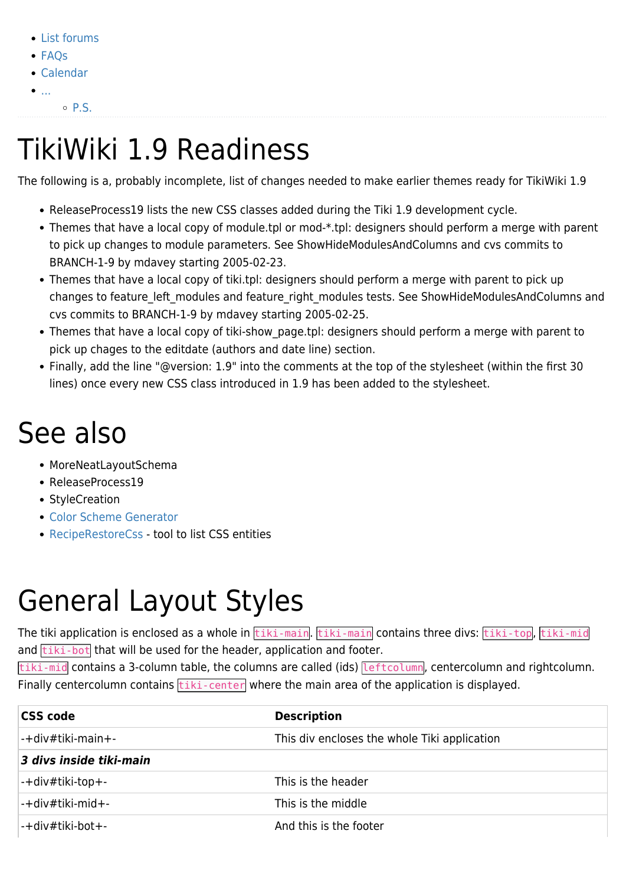- List forums
- FAQs
- Calendar
- ...
    - P.S.

# TikiWiki 1.9 Readiness

The following is a, probably incomplete, list of changes needed to make earlier themes ready for TikiWiki 1.9

- ReleaseProcess19 lists the new CSS classes added during the Tiki 1.9 development cycle.
- Themes that have a local copy of module.tpl or mod-*.tpl: designers should perform a merge with parent to pick up changes to module parameters. See ShowHideModulesAndColumns and cvs commits to BRANCH-1-9 by mdavey starting 2005-02-23.
- Themes that have a local copy of tiki.tpl: designers should perform a merge with parent to pick up changes to feature_left_modules and feature_right_modules tests. See ShowHideModulesAndColumns and cvs commits to BRANCH-1-9 by mdavey starting 2005-02-25.
- Themes that have a local copy of tiki-show_page.tpl: designers should perform a merge with parent to pick up chages to the editdate (authors and date line) section.
- Finally, add the line "@version: 1.9" into the comments at the top of the stylesheet (within the first 30 lines) once every new CSS class introduced in 1.9 has been added to the stylesheet.

# See also

- MoreNeatLayoutSchema
- ReleaseProcess19
- StyleCreation
- Color Scheme Generator
- RecipeRestoreCss - tool to list CSS entities

# General Layout Styles

The tiki application is enclosed as a whole in `tiki-main`. `tiki-main` contains three divs: `tiki-top`, `tiki-mid` and `tiki-bot` that will be used for the header, application and footer.
`tiki-mid` contains a 3-column table, the columns are called (ids) `leftcolumn`, centercolumn and rightcolumn. Finally centercolumn contains `tiki-center` where the main area of the application is displayed.

| CSS code | Description |
|---|---|
| -+div#tiki-main+- | This div encloses the whole Tiki application |
| ***3 divs inside tiki-main*** | |
| -+div#tiki-top+- | This is the header |
| -+div#tiki-mid+- | This is the middle |
| -+div#tiki-bot+- | And this is the footer |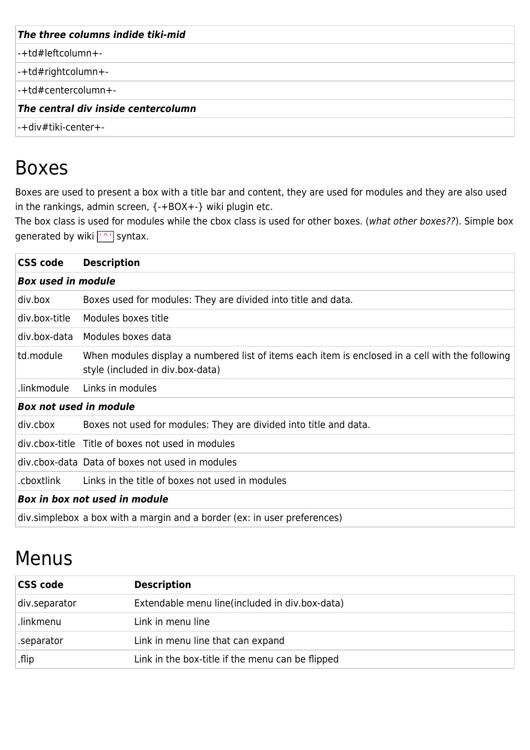| *The three columns indide tiki-mid* |
|---|
| -+td#leftcolumn+- |
| -+td#rightcolumn+- |
| -+td#centercolumn+- |
| *The central div inside centercolumn* |
| -+div#tiki-center+- |

# Boxes

Boxes are used to present a box with a title bar and content, they are used for modules and they are also used in the rankings, admin screen, {-+BOX+-} wiki plugin etc.
The box class is used for modules while the cbox class is used for other boxes. (*what other boxes??*). Simple box generated by wiki `'^'` syntax.

| CSS code | Description |
|---|---|
| ***Box used in module*** | |
| div.box | Boxes used for modules: They are divided into title and data. |
| div.box-title | Modules boxes title |
| div.box-data | Modules boxes data |
| td.module | When modules display a numbered list of items each item is enclosed in a cell with the following style (included in div.box-data) |
| .linkmodule | Links in modules |
| ***Box not used in module*** | |
| div.cbox | Boxes not used for modules: They are divided into title and data. |
| div.cbox-title | Title of boxes not used in modules |
| div.cbox-data | Data of boxes not used in modules |
| .cboxtlink | Links in the title of boxes not used in modules |
| ***Box in box not used in module*** | |
| div.simplebox | a box with a margin and a border (ex: in user preferences) |

# Menus

| CSS code | Description |
|---|---|
| div.separator | Extendable menu line(included in div.box-data) |
| .linkmenu | Link in menu line |
| .separator | Link in menu line that can expand |
| .flip | Link in the box-title if the menu can be flipped |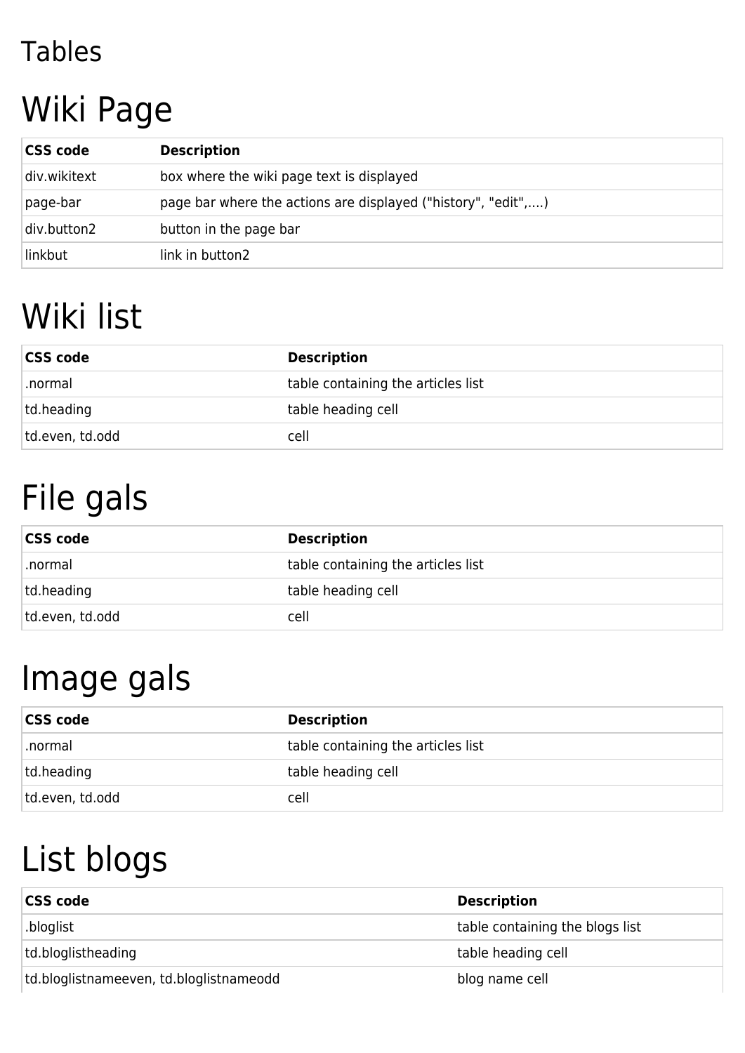## Tables

# Wiki Page

| CSS code | Description |
| --- | --- |
| div.wikitext | box where the wiki page text is displayed |
| page-bar | page bar where the actions are displayed ("history", "edit",....) |
| div.button2 | button in the page bar |
| linkbut | link in button2 |

# Wiki list

| CSS code | Description |
| --- | --- |
| .normal | table containing the articles list |
| td.heading | table heading cell |
| td.even, td.odd | cell |

# File gals

| CSS code | Description |
| --- | --- |
| .normal | table containing the articles list |
| td.heading | table heading cell |
| td.even, td.odd | cell |

# Image gals

| CSS code | Description |
| --- | --- |
| .normal | table containing the articles list |
| td.heading | table heading cell |
| td.even, td.odd | cell |

# List blogs

| CSS code | Description |
| --- | --- |
| .bloglist | table containing the blogs list |
| td.bloglistheading | table heading cell |
| td.bloglistnameeven, td.bloglistnameodd | blog name cell |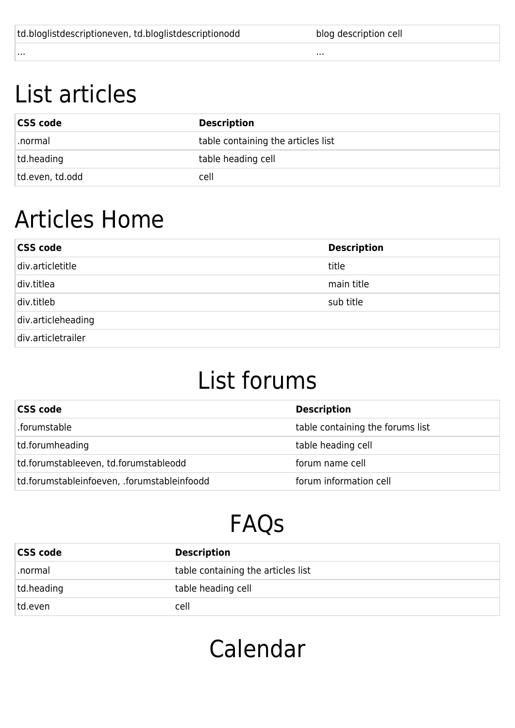| | |
|---|---|
| td.bloglistdescriptioneven, td.bloglistdescriptionodd | blog description cell |
| ... | ... |

# List articles

| CSS code | Description |
|---|---|
| .normal | table containing the articles list |
| td.heading | table heading cell |
| td.even, td.odd | cell |

# Articles Home

| CSS code | Description |
|---|---|
| div.articletitle | title |
| div.titlea | main title |
| div.titleb | sub title |
| div.articleheading | |
| div.articletrailer | |

# List forums

| CSS code | Description |
|---|---|
| .forumstable | table containing the forums list |
| td.forumheading | table heading cell |
| td.forumstableeven, td.forumstableodd | forum name cell |
| td.forumstableinfoeven, .forumstableinfoodd | forum information cell |

# FAQs

| CSS code | Description |
|---|---|
| .normal | table containing the articles list |
| td.heading | table heading cell |
| td.even | cell |

# Calendar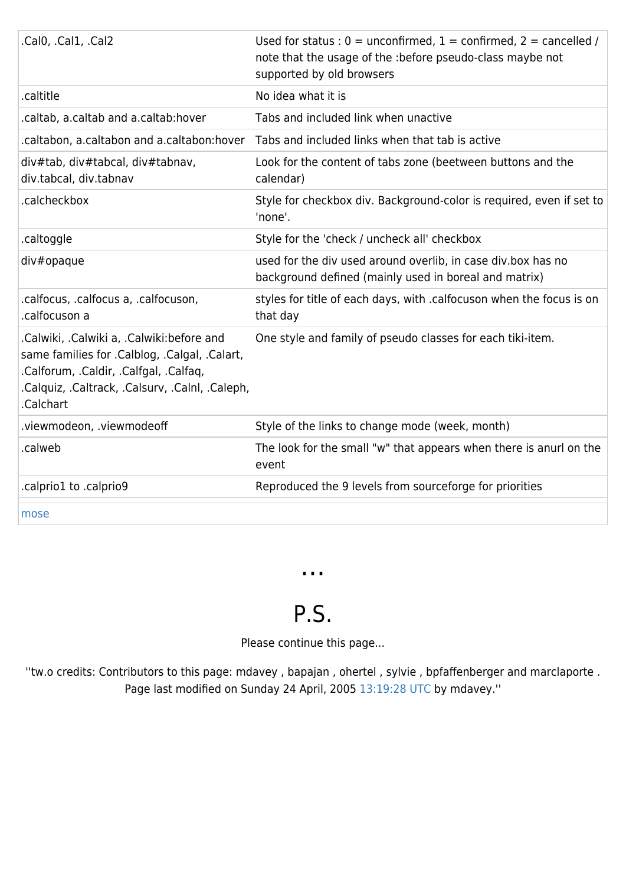| | |
|---|---|
| .Cal0, .Cal1, .Cal2 | Used for status : 0 = unconfirmed, 1 = confirmed, 2 = cancelled / note that the usage of the :before pseudo-class maybe not supported by old browsers |
| .caltitle | No idea what it is |
| .caltab, a.caltab and a.caltab:hover | Tabs and included link when unactive |
| .caltabon, a.caltabon and a.caltabon:hover | Tabs and included links when that tab is active |
| div#tab, div#tabcal, div#tabnav, div.tabcal, div.tabnav | Look for the content of tabs zone (beetween buttons and the calendar) |
| .calcheckbox | Style for checkbox div. Background-color is required, even if set to 'none'. |
| .caltoggle | Style for the 'check / uncheck all' checkbox |
| div#opaque | used for the div used around overlib, in case div.box has no background defined (mainly used in boreal and matrix) |
| .calfocus, .calfocus a, .calfocuson, .calfocuson a | styles for title of each days, with .calfocuson when the focus is on that day |
| .Calwiki, .Calwiki a, .Calwiki:before and same families for .Calblog, .Calgal, .Calart, .Calforum, .Caldir, .Calfgal, .Calfaq, .Calquiz, .Caltrack, .Calsurv, .Calnl, .Caleph, .Calchart | One style and family of pseudo classes for each tiki-item. |
| .viewmodeon, .viewmodeoff | Style of the links to change mode (week, month) |
| .calweb | The look for the small "w" that appears when there is anurl on the event |
| .calprio1 to .calprio9 | Reproduced the 9 levels from sourceforge for priorities |
| | |
| mose | |

# ...

# P.S.

Please continue this page...

''tw.o credits: Contributors to this page: mdavey , bapajan , ohertel , sylvie , bpfaffenberger and marclaporte . Page last modified on Sunday 24 April, 2005 13:19:28 UTC by mdavey.''